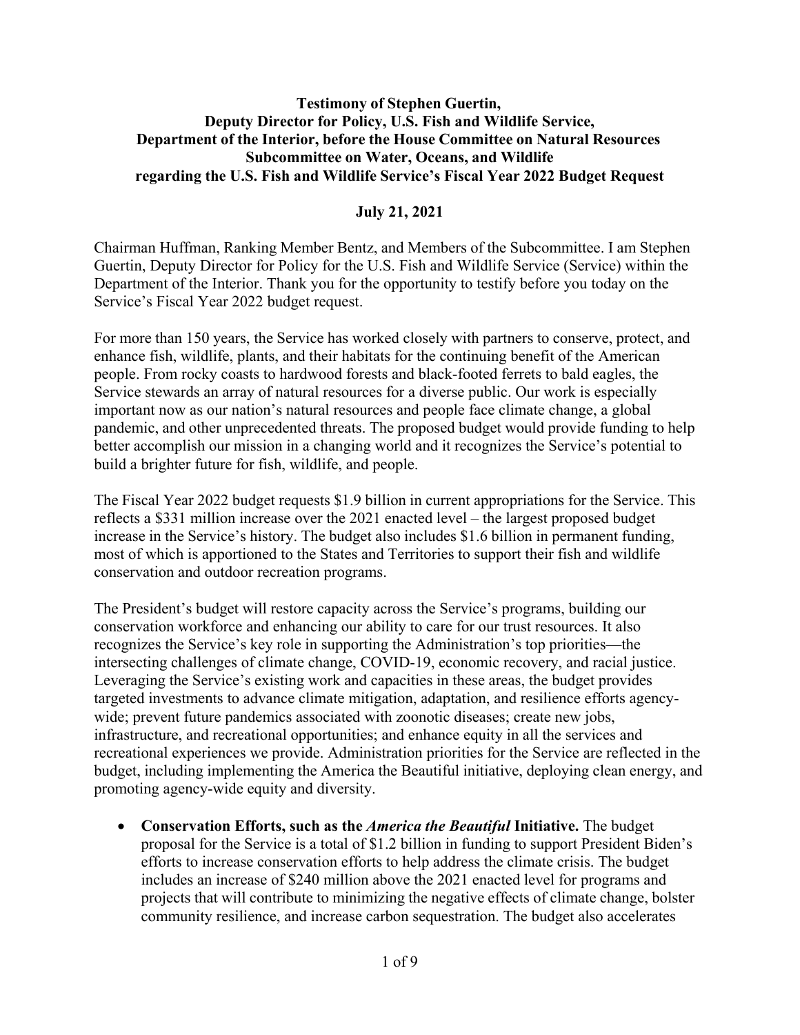**Testimony of Stephen Guertin,**
**Deputy Director for Policy, U.S. Fish and Wildlife Service,**
**Department of the Interior, before the House Committee on Natural Resources**
**Subcommittee on Water, Oceans, and Wildlife**
**regarding the U.S. Fish and Wildlife Service's Fiscal Year 2022 Budget Request**

**July 21, 2021**

Chairman Huffman, Ranking Member Bentz, and Members of the Subcommittee. I am Stephen Guertin, Deputy Director for Policy for the U.S. Fish and Wildlife Service (Service) within the Department of the Interior. Thank you for the opportunity to testify before you today on the Service's Fiscal Year 2022 budget request.

For more than 150 years, the Service has worked closely with partners to conserve, protect, and enhance fish, wildlife, plants, and their habitats for the continuing benefit of the American people. From rocky coasts to hardwood forests and black-footed ferrets to bald eagles, the Service stewards an array of natural resources for a diverse public. Our work is especially important now as our nation's natural resources and people face climate change, a global pandemic, and other unprecedented threats. The proposed budget would provide funding to help better accomplish our mission in a changing world and it recognizes the Service's potential to build a brighter future for fish, wildlife, and people.

The Fiscal Year 2022 budget requests $1.9 billion in current appropriations for the Service. This reflects a $331 million increase over the 2021 enacted level – the largest proposed budget increase in the Service's history. The budget also includes $1.6 billion in permanent funding, most of which is apportioned to the States and Territories to support their fish and wildlife conservation and outdoor recreation programs.

The President's budget will restore capacity across the Service's programs, building our conservation workforce and enhancing our ability to care for our trust resources. It also recognizes the Service's key role in supporting the Administration's top priorities—the intersecting challenges of climate change, COVID-19, economic recovery, and racial justice. Leveraging the Service's existing work and capacities in these areas, the budget provides targeted investments to advance climate mitigation, adaptation, and resilience efforts agency-wide; prevent future pandemics associated with zoonotic diseases; create new jobs, infrastructure, and recreational opportunities; and enhance equity in all the services and recreational experiences we provide. Administration priorities for the Service are reflected in the budget, including implementing the America the Beautiful initiative, deploying clean energy, and promoting agency-wide equity and diversity.

- **Conservation Efforts, such as the *America the Beautiful* Initiative.** The budget proposal for the Service is a total of $1.2 billion in funding to support President Biden's efforts to increase conservation efforts to help address the climate crisis. The budget includes an increase of $240 million above the 2021 enacted level for programs and projects that will contribute to minimizing the negative effects of climate change, bolster community resilience, and increase carbon sequestration. The budget also accelerates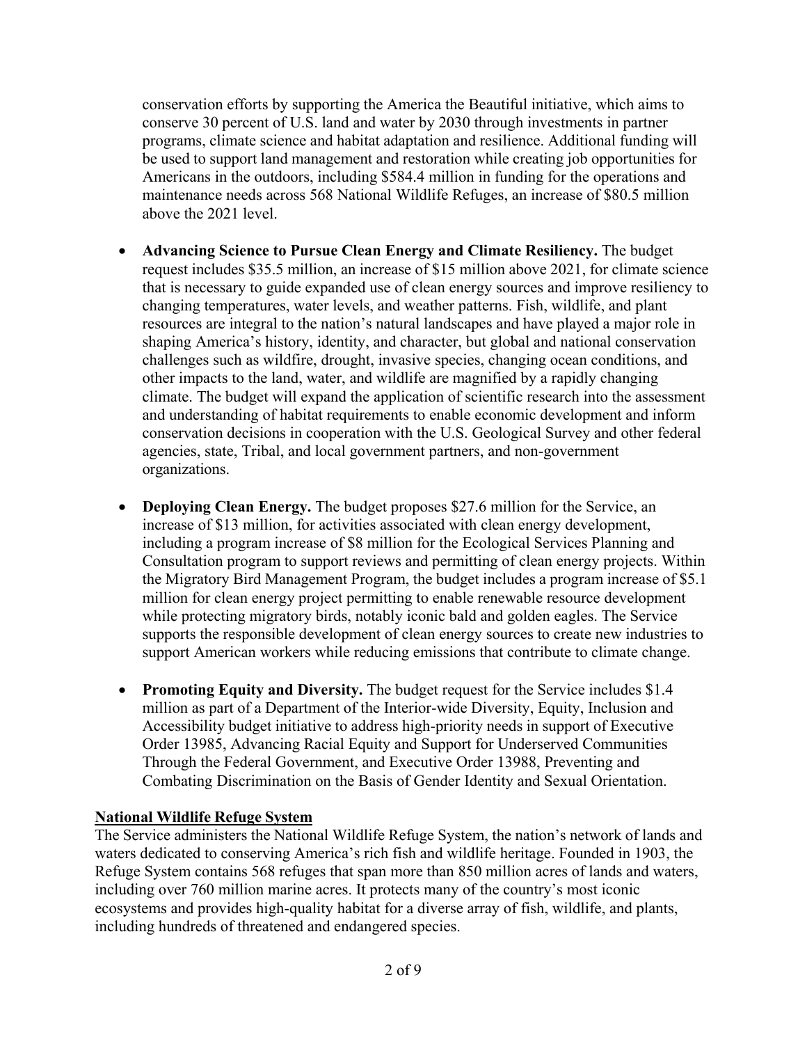conservation efforts by supporting the America the Beautiful initiative, which aims to conserve 30 percent of U.S. land and water by 2030 through investments in partner programs, climate science and habitat adaptation and resilience. Additional funding will be used to support land management and restoration while creating job opportunities for Americans in the outdoors, including $584.4 million in funding for the operations and maintenance needs across 568 National Wildlife Refuges, an increase of $80.5 million above the 2021 level.

- **Advancing Science to Pursue Clean Energy and Climate Resiliency.** The budget request includes $35.5 million, an increase of $15 million above 2021, for climate science that is necessary to guide expanded use of clean energy sources and improve resiliency to changing temperatures, water levels, and weather patterns. Fish, wildlife, and plant resources are integral to the nation's natural landscapes and have played a major role in shaping America's history, identity, and character, but global and national conservation challenges such as wildfire, drought, invasive species, changing ocean conditions, and other impacts to the land, water, and wildlife are magnified by a rapidly changing climate. The budget will expand the application of scientific research into the assessment and understanding of habitat requirements to enable economic development and inform conservation decisions in cooperation with the U.S. Geological Survey and other federal agencies, state, Tribal, and local government partners, and non-government organizations.

- **Deploying Clean Energy.** The budget proposes $27.6 million for the Service, an increase of $13 million, for activities associated with clean energy development, including a program increase of $8 million for the Ecological Services Planning and Consultation program to support reviews and permitting of clean energy projects. Within the Migratory Bird Management Program, the budget includes a program increase of $5.1 million for clean energy project permitting to enable renewable resource development while protecting migratory birds, notably iconic bald and golden eagles. The Service supports the responsible development of clean energy sources to create new industries to support American workers while reducing emissions that contribute to climate change.

- **Promoting Equity and Diversity.** The budget request for the Service includes $1.4 million as part of a Department of the Interior-wide Diversity, Equity, Inclusion and Accessibility budget initiative to address high-priority needs in support of Executive Order 13985, Advancing Racial Equity and Support for Underserved Communities Through the Federal Government, and Executive Order 13988, Preventing and Combating Discrimination on the Basis of Gender Identity and Sexual Orientation.

## National Wildlife Refuge System

The Service administers the National Wildlife Refuge System, the nation's network of lands and waters dedicated to conserving America's rich fish and wildlife heritage. Founded in 1903, the Refuge System contains 568 refuges that span more than 850 million acres of lands and waters, including over 760 million marine acres. It protects many of the country's most iconic ecosystems and provides high-quality habitat for a diverse array of fish, wildlife, and plants, including hundreds of threatened and endangered species.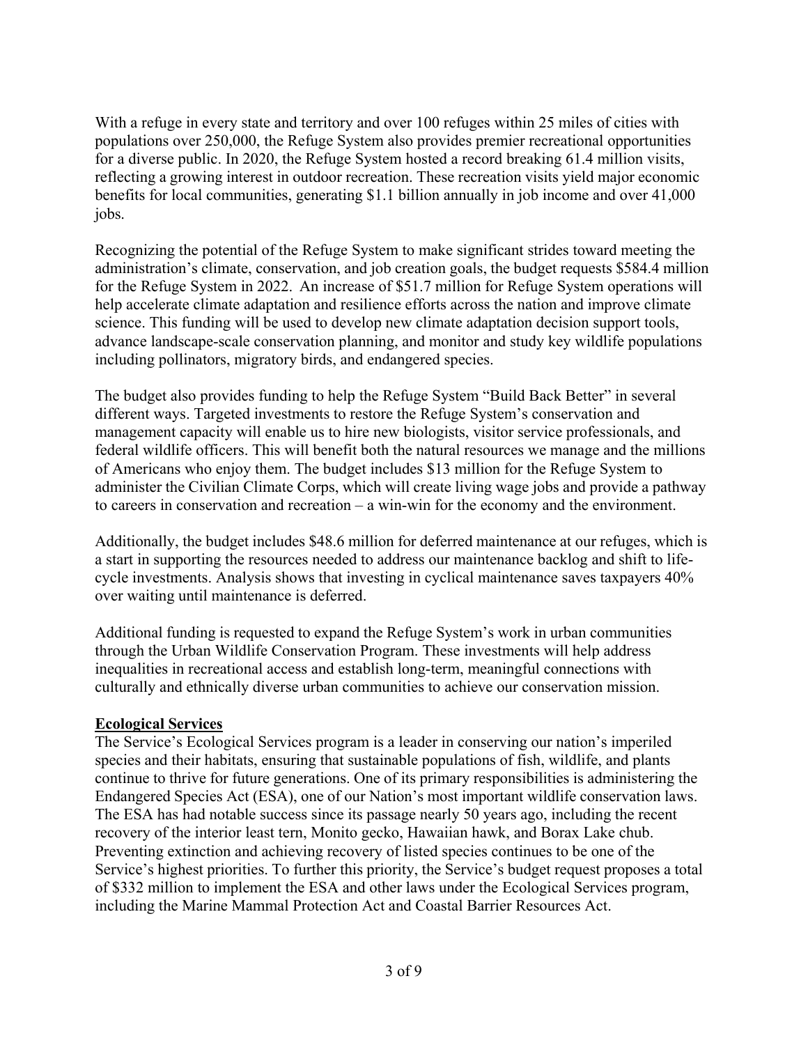With a refuge in every state and territory and over 100 refuges within 25 miles of cities with populations over 250,000, the Refuge System also provides premier recreational opportunities for a diverse public. In 2020, the Refuge System hosted a record breaking 61.4 million visits, reflecting a growing interest in outdoor recreation. These recreation visits yield major economic benefits for local communities, generating $1.1 billion annually in job income and over 41,000 jobs.

Recognizing the potential of the Refuge System to make significant strides toward meeting the administration's climate, conservation, and job creation goals, the budget requests $584.4 million for the Refuge System in 2022. An increase of $51.7 million for Refuge System operations will help accelerate climate adaptation and resilience efforts across the nation and improve climate science. This funding will be used to develop new climate adaptation decision support tools, advance landscape-scale conservation planning, and monitor and study key wildlife populations including pollinators, migratory birds, and endangered species.

The budget also provides funding to help the Refuge System "Build Back Better" in several different ways. Targeted investments to restore the Refuge System's conservation and management capacity will enable us to hire new biologists, visitor service professionals, and federal wildlife officers. This will benefit both the natural resources we manage and the millions of Americans who enjoy them. The budget includes $13 million for the Refuge System to administer the Civilian Climate Corps, which will create living wage jobs and provide a pathway to careers in conservation and recreation – a win-win for the economy and the environment.

Additionally, the budget includes $48.6 million for deferred maintenance at our refuges, which is a start in supporting the resources needed to address our maintenance backlog and shift to life-cycle investments. Analysis shows that investing in cyclical maintenance saves taxpayers 40% over waiting until maintenance is deferred.

Additional funding is requested to expand the Refuge System's work in urban communities through the Urban Wildlife Conservation Program. These investments will help address inequalities in recreational access and establish long-term, meaningful connections with culturally and ethnically diverse urban communities to achieve our conservation mission.

## Ecological Services

The Service's Ecological Services program is a leader in conserving our nation's imperiled species and their habitats, ensuring that sustainable populations of fish, wildlife, and plants continue to thrive for future generations. One of its primary responsibilities is administering the Endangered Species Act (ESA), one of our Nation's most important wildlife conservation laws. The ESA has had notable success since its passage nearly 50 years ago, including the recent recovery of the interior least tern, Monito gecko, Hawaiian hawk, and Borax Lake chub. Preventing extinction and achieving recovery of listed species continues to be one of the Service's highest priorities. To further this priority, the Service's budget request proposes a total of $332 million to implement the ESA and other laws under the Ecological Services program, including the Marine Mammal Protection Act and Coastal Barrier Resources Act.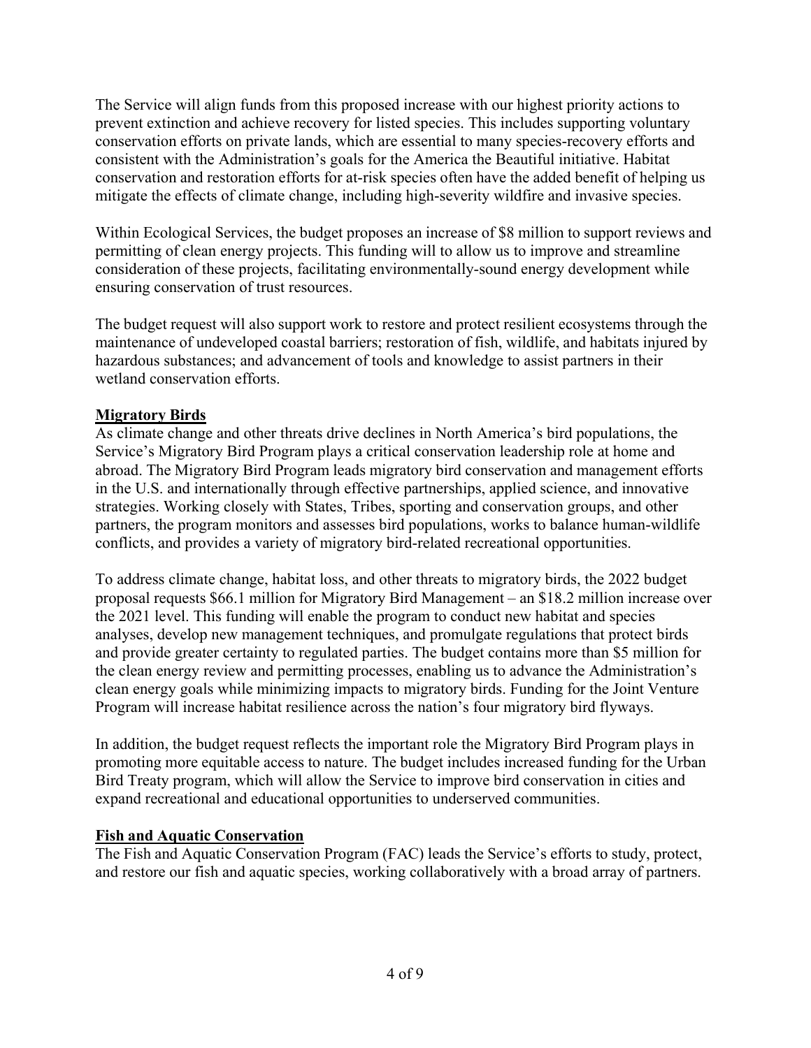The Service will align funds from this proposed increase with our highest priority actions to prevent extinction and achieve recovery for listed species. This includes supporting voluntary conservation efforts on private lands, which are essential to many species-recovery efforts and consistent with the Administration's goals for the America the Beautiful initiative. Habitat conservation and restoration efforts for at-risk species often have the added benefit of helping us mitigate the effects of climate change, including high-severity wildfire and invasive species.

Within Ecological Services, the budget proposes an increase of $8 million to support reviews and permitting of clean energy projects. This funding will to allow us to improve and streamline consideration of these projects, facilitating environmentally-sound energy development while ensuring conservation of trust resources.

The budget request will also support work to restore and protect resilient ecosystems through the maintenance of undeveloped coastal barriers; restoration of fish, wildlife, and habitats injured by hazardous substances; and advancement of tools and knowledge to assist partners in their wetland conservation efforts.

**Migratory Birds**

As climate change and other threats drive declines in North America's bird populations, the Service's Migratory Bird Program plays a critical conservation leadership role at home and abroad. The Migratory Bird Program leads migratory bird conservation and management efforts in the U.S. and internationally through effective partnerships, applied science, and innovative strategies. Working closely with States, Tribes, sporting and conservation groups, and other partners, the program monitors and assesses bird populations, works to balance human-wildlife conflicts, and provides a variety of migratory bird-related recreational opportunities.

To address climate change, habitat loss, and other threats to migratory birds, the 2022 budget proposal requests $66.1 million for Migratory Bird Management – an $18.2 million increase over the 2021 level. This funding will enable the program to conduct new habitat and species analyses, develop new management techniques, and promulgate regulations that protect birds and provide greater certainty to regulated parties. The budget contains more than $5 million for the clean energy review and permitting processes, enabling us to advance the Administration's clean energy goals while minimizing impacts to migratory birds. Funding for the Joint Venture Program will increase habitat resilience across the nation's four migratory bird flyways.

In addition, the budget request reflects the important role the Migratory Bird Program plays in promoting more equitable access to nature. The budget includes increased funding for the Urban Bird Treaty program, which will allow the Service to improve bird conservation in cities and expand recreational and educational opportunities to underserved communities.

**Fish and Aquatic Conservation**

The Fish and Aquatic Conservation Program (FAC) leads the Service's efforts to study, protect, and restore our fish and aquatic species, working collaboratively with a broad array of partners.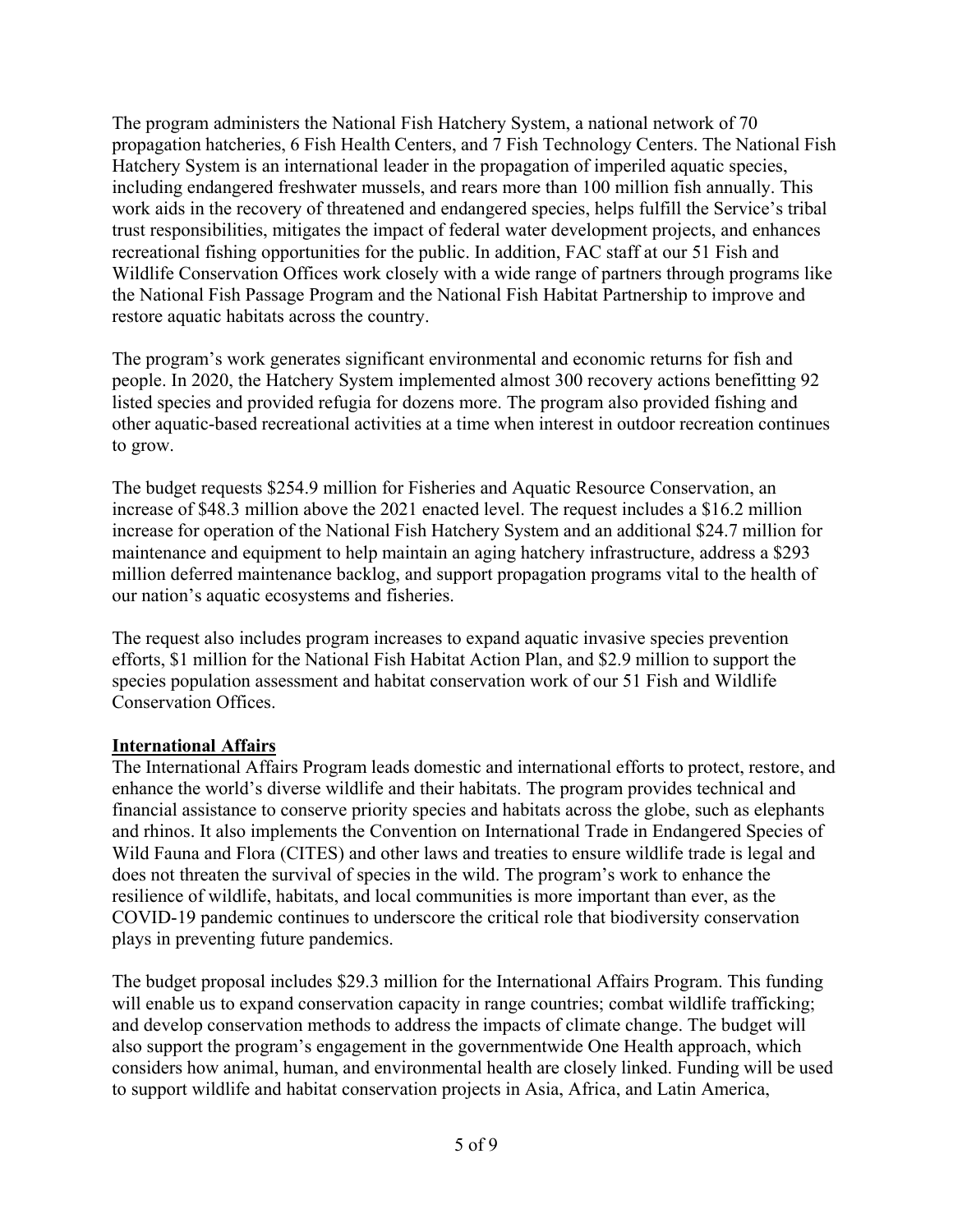The program administers the National Fish Hatchery System, a national network of 70 propagation hatcheries, 6 Fish Health Centers, and 7 Fish Technology Centers. The National Fish Hatchery System is an international leader in the propagation of imperiled aquatic species, including endangered freshwater mussels, and rears more than 100 million fish annually. This work aids in the recovery of threatened and endangered species, helps fulfill the Service's tribal trust responsibilities, mitigates the impact of federal water development projects, and enhances recreational fishing opportunities for the public. In addition, FAC staff at our 51 Fish and Wildlife Conservation Offices work closely with a wide range of partners through programs like the National Fish Passage Program and the National Fish Habitat Partnership to improve and restore aquatic habitats across the country.

The program's work generates significant environmental and economic returns for fish and people. In 2020, the Hatchery System implemented almost 300 recovery actions benefitting 92 listed species and provided refugia for dozens more. The program also provided fishing and other aquatic-based recreational activities at a time when interest in outdoor recreation continues to grow.

The budget requests $254.9 million for Fisheries and Aquatic Resource Conservation, an increase of $48.3 million above the 2021 enacted level. The request includes a $16.2 million increase for operation of the National Fish Hatchery System and an additional $24.7 million for maintenance and equipment to help maintain an aging hatchery infrastructure, address a $293 million deferred maintenance backlog, and support propagation programs vital to the health of our nation's aquatic ecosystems and fisheries.

The request also includes program increases to expand aquatic invasive species prevention efforts, $1 million for the National Fish Habitat Action Plan, and $2.9 million to support the species population assessment and habitat conservation work of our 51 Fish and Wildlife Conservation Offices.

**International Affairs**

The International Affairs Program leads domestic and international efforts to protect, restore, and enhance the world's diverse wildlife and their habitats. The program provides technical and financial assistance to conserve priority species and habitats across the globe, such as elephants and rhinos. It also implements the Convention on International Trade in Endangered Species of Wild Fauna and Flora (CITES) and other laws and treaties to ensure wildlife trade is legal and does not threaten the survival of species in the wild. The program's work to enhance the resilience of wildlife, habitats, and local communities is more important than ever, as the COVID-19 pandemic continues to underscore the critical role that biodiversity conservation plays in preventing future pandemics.

The budget proposal includes $29.3 million for the International Affairs Program. This funding will enable us to expand conservation capacity in range countries; combat wildlife trafficking; and develop conservation methods to address the impacts of climate change. The budget will also support the program's engagement in the governmentwide One Health approach, which considers how animal, human, and environmental health are closely linked. Funding will be used to support wildlife and habitat conservation projects in Asia, Africa, and Latin America,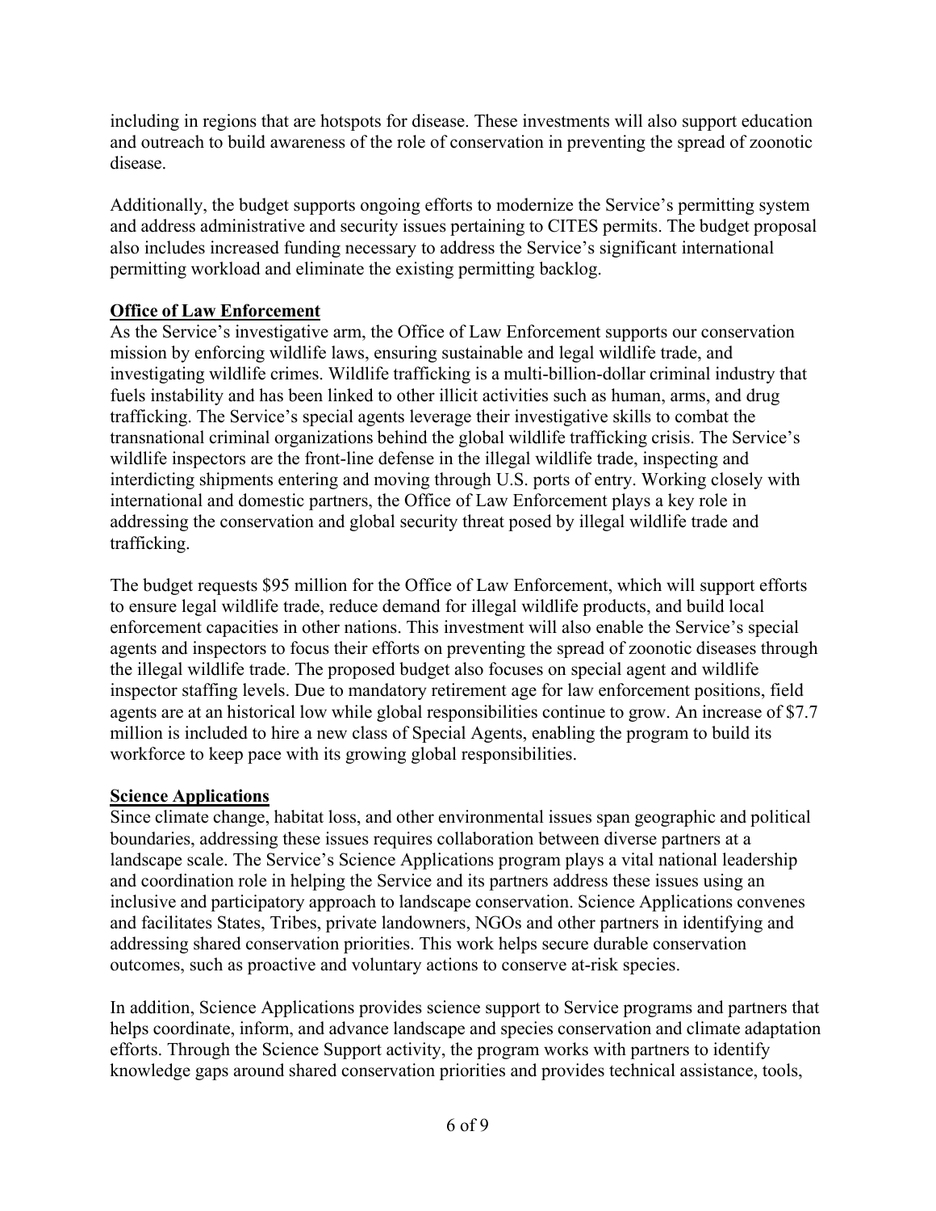including in regions that are hotspots for disease. These investments will also support education and outreach to build awareness of the role of conservation in preventing the spread of zoonotic disease.

Additionally, the budget supports ongoing efforts to modernize the Service's permitting system and address administrative and security issues pertaining to CITES permits. The budget proposal also includes increased funding necessary to address the Service's significant international permitting workload and eliminate the existing permitting backlog.

**Office of Law Enforcement**

As the Service's investigative arm, the Office of Law Enforcement supports our conservation mission by enforcing wildlife laws, ensuring sustainable and legal wildlife trade, and investigating wildlife crimes. Wildlife trafficking is a multi-billion-dollar criminal industry that fuels instability and has been linked to other illicit activities such as human, arms, and drug trafficking. The Service's special agents leverage their investigative skills to combat the transnational criminal organizations behind the global wildlife trafficking crisis. The Service's wildlife inspectors are the front-line defense in the illegal wildlife trade, inspecting and interdicting shipments entering and moving through U.S. ports of entry. Working closely with international and domestic partners, the Office of Law Enforcement plays a key role in addressing the conservation and global security threat posed by illegal wildlife trade and trafficking.

The budget requests $95 million for the Office of Law Enforcement, which will support efforts to ensure legal wildlife trade, reduce demand for illegal wildlife products, and build local enforcement capacities in other nations. This investment will also enable the Service's special agents and inspectors to focus their efforts on preventing the spread of zoonotic diseases through the illegal wildlife trade. The proposed budget also focuses on special agent and wildlife inspector staffing levels. Due to mandatory retirement age for law enforcement positions, field agents are at an historical low while global responsibilities continue to grow. An increase of $7.7 million is included to hire a new class of Special Agents, enabling the program to build its workforce to keep pace with its growing global responsibilities.

**Science Applications**

Since climate change, habitat loss, and other environmental issues span geographic and political boundaries, addressing these issues requires collaboration between diverse partners at a landscape scale. The Service's Science Applications program plays a vital national leadership and coordination role in helping the Service and its partners address these issues using an inclusive and participatory approach to landscape conservation. Science Applications convenes and facilitates States, Tribes, private landowners, NGOs and other partners in identifying and addressing shared conservation priorities. This work helps secure durable conservation outcomes, such as proactive and voluntary actions to conserve at-risk species.

In addition, Science Applications provides science support to Service programs and partners that helps coordinate, inform, and advance landscape and species conservation and climate adaptation efforts. Through the Science Support activity, the program works with partners to identify knowledge gaps around shared conservation priorities and provides technical assistance, tools,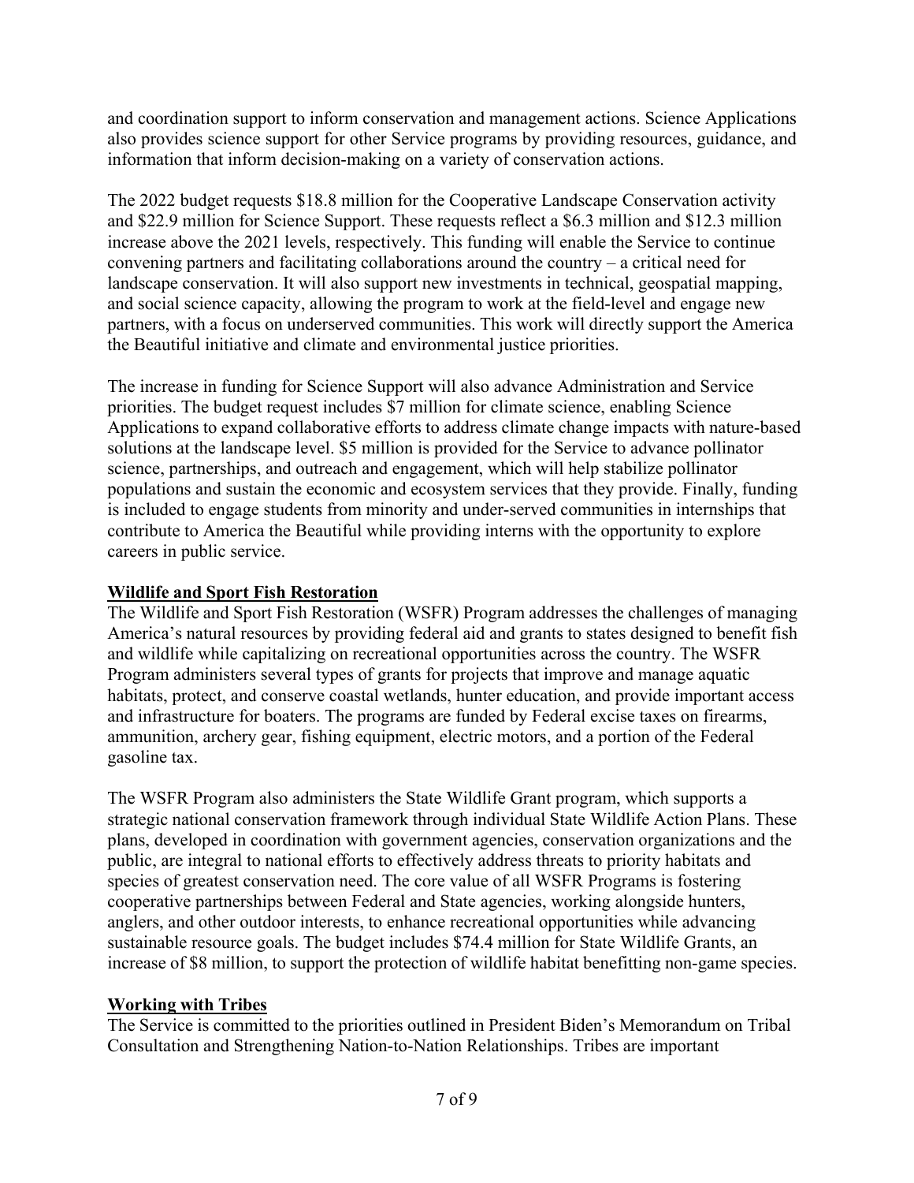and coordination support to inform conservation and management actions. Science Applications also provides science support for other Service programs by providing resources, guidance, and information that inform decision-making on a variety of conservation actions.

The 2022 budget requests $18.8 million for the Cooperative Landscape Conservation activity and $22.9 million for Science Support. These requests reflect a $6.3 million and $12.3 million increase above the 2021 levels, respectively. This funding will enable the Service to continue convening partners and facilitating collaborations around the country – a critical need for landscape conservation. It will also support new investments in technical, geospatial mapping, and social science capacity, allowing the program to work at the field-level and engage new partners, with a focus on underserved communities. This work will directly support the America the Beautiful initiative and climate and environmental justice priorities.

The increase in funding for Science Support will also advance Administration and Service priorities. The budget request includes $7 million for climate science, enabling Science Applications to expand collaborative efforts to address climate change impacts with nature-based solutions at the landscape level. $5 million is provided for the Service to advance pollinator science, partnerships, and outreach and engagement, which will help stabilize pollinator populations and sustain the economic and ecosystem services that they provide. Finally, funding is included to engage students from minority and under-served communities in internships that contribute to America the Beautiful while providing interns with the opportunity to explore careers in public service.

## Wildlife and Sport Fish Restoration

The Wildlife and Sport Fish Restoration (WSFR) Program addresses the challenges of managing America's natural resources by providing federal aid and grants to states designed to benefit fish and wildlife while capitalizing on recreational opportunities across the country. The WSFR Program administers several types of grants for projects that improve and manage aquatic habitats, protect, and conserve coastal wetlands, hunter education, and provide important access and infrastructure for boaters. The programs are funded by Federal excise taxes on firearms, ammunition, archery gear, fishing equipment, electric motors, and a portion of the Federal gasoline tax.

The WSFR Program also administers the State Wildlife Grant program, which supports a strategic national conservation framework through individual State Wildlife Action Plans. These plans, developed in coordination with government agencies, conservation organizations and the public, are integral to national efforts to effectively address threats to priority habitats and species of greatest conservation need. The core value of all WSFR Programs is fostering cooperative partnerships between Federal and State agencies, working alongside hunters, anglers, and other outdoor interests, to enhance recreational opportunities while advancing sustainable resource goals. The budget includes $74.4 million for State Wildlife Grants, an increase of $8 million, to support the protection of wildlife habitat benefitting non-game species.

## Working with Tribes

The Service is committed to the priorities outlined in President Biden's Memorandum on Tribal Consultation and Strengthening Nation-to-Nation Relationships. Tribes are important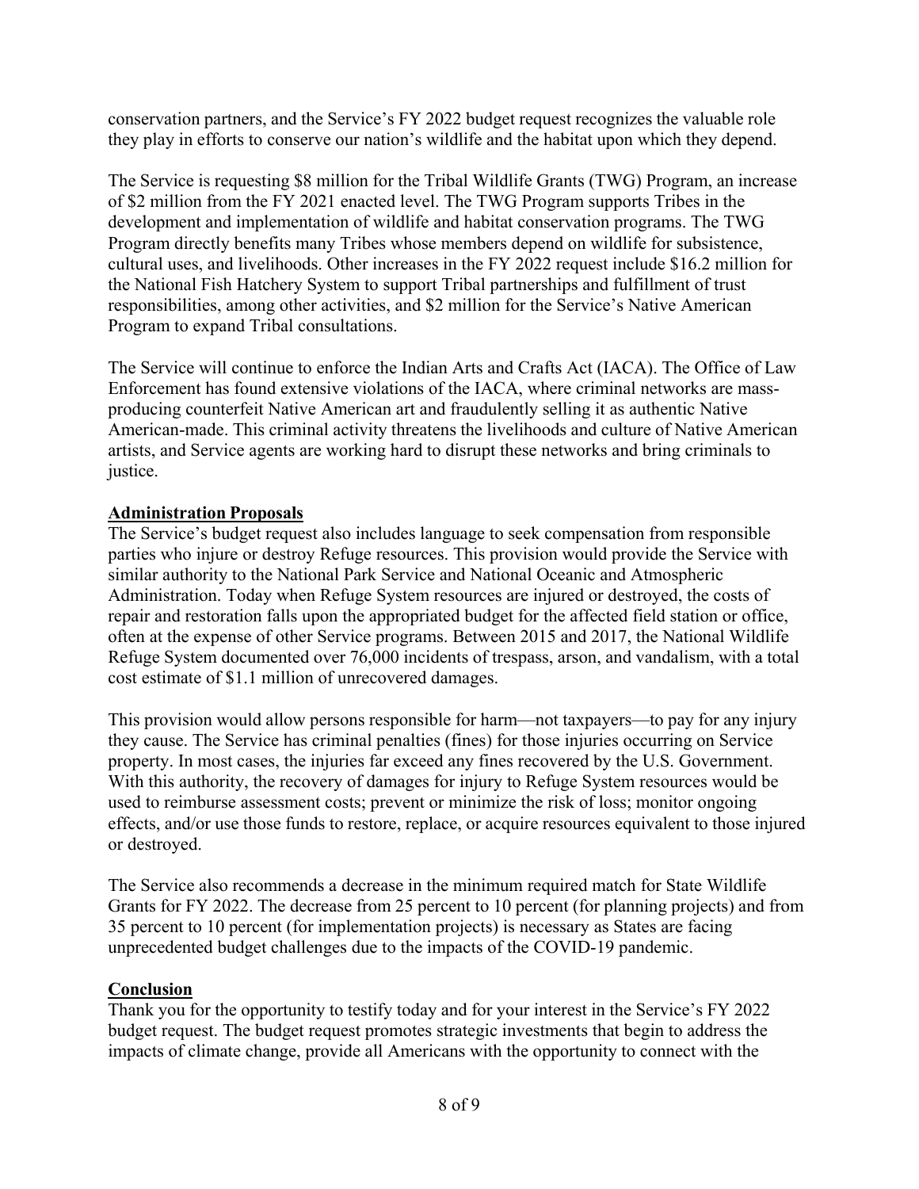conservation partners, and the Service's FY 2022 budget request recognizes the valuable role they play in efforts to conserve our nation's wildlife and the habitat upon which they depend.

The Service is requesting $8 million for the Tribal Wildlife Grants (TWG) Program, an increase of $2 million from the FY 2021 enacted level. The TWG Program supports Tribes in the development and implementation of wildlife and habitat conservation programs. The TWG Program directly benefits many Tribes whose members depend on wildlife for subsistence, cultural uses, and livelihoods. Other increases in the FY 2022 request include $16.2 million for the National Fish Hatchery System to support Tribal partnerships and fulfillment of trust responsibilities, among other activities, and $2 million for the Service's Native American Program to expand Tribal consultations.

The Service will continue to enforce the Indian Arts and Crafts Act (IACA). The Office of Law Enforcement has found extensive violations of the IACA, where criminal networks are mass-producing counterfeit Native American art and fraudulently selling it as authentic Native American-made. This criminal activity threatens the livelihoods and culture of Native American artists, and Service agents are working hard to disrupt these networks and bring criminals to justice.

**Administration Proposals**

The Service's budget request also includes language to seek compensation from responsible parties who injure or destroy Refuge resources. This provision would provide the Service with similar authority to the National Park Service and National Oceanic and Atmospheric Administration. Today when Refuge System resources are injured or destroyed, the costs of repair and restoration falls upon the appropriated budget for the affected field station or office, often at the expense of other Service programs. Between 2015 and 2017, the National Wildlife Refuge System documented over 76,000 incidents of trespass, arson, and vandalism, with a total cost estimate of $1.1 million of unrecovered damages.

This provision would allow persons responsible for harm—not taxpayers—to pay for any injury they cause. The Service has criminal penalties (fines) for those injuries occurring on Service property. In most cases, the injuries far exceed any fines recovered by the U.S. Government. With this authority, the recovery of damages for injury to Refuge System resources would be used to reimburse assessment costs; prevent or minimize the risk of loss; monitor ongoing effects, and/or use those funds to restore, replace, or acquire resources equivalent to those injured or destroyed.

The Service also recommends a decrease in the minimum required match for State Wildlife Grants for FY 2022. The decrease from 25 percent to 10 percent (for planning projects) and from 35 percent to 10 percent (for implementation projects) is necessary as States are facing unprecedented budget challenges due to the impacts of the COVID-19 pandemic.

**Conclusion**

Thank you for the opportunity to testify today and for your interest in the Service's FY 2022 budget request. The budget request promotes strategic investments that begin to address the impacts of climate change, provide all Americans with the opportunity to connect with the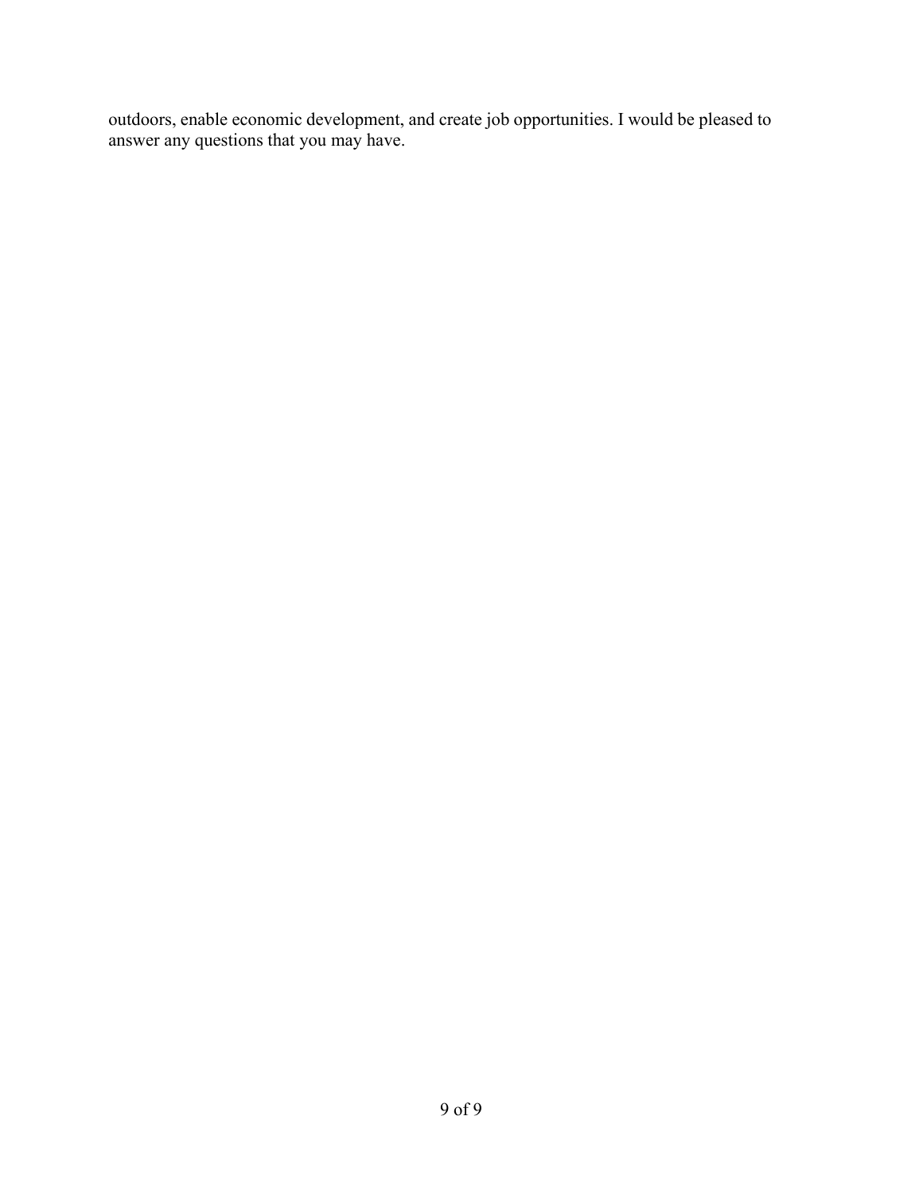outdoors, enable economic development, and create job opportunities. I would be pleased to answer any questions that you may have.